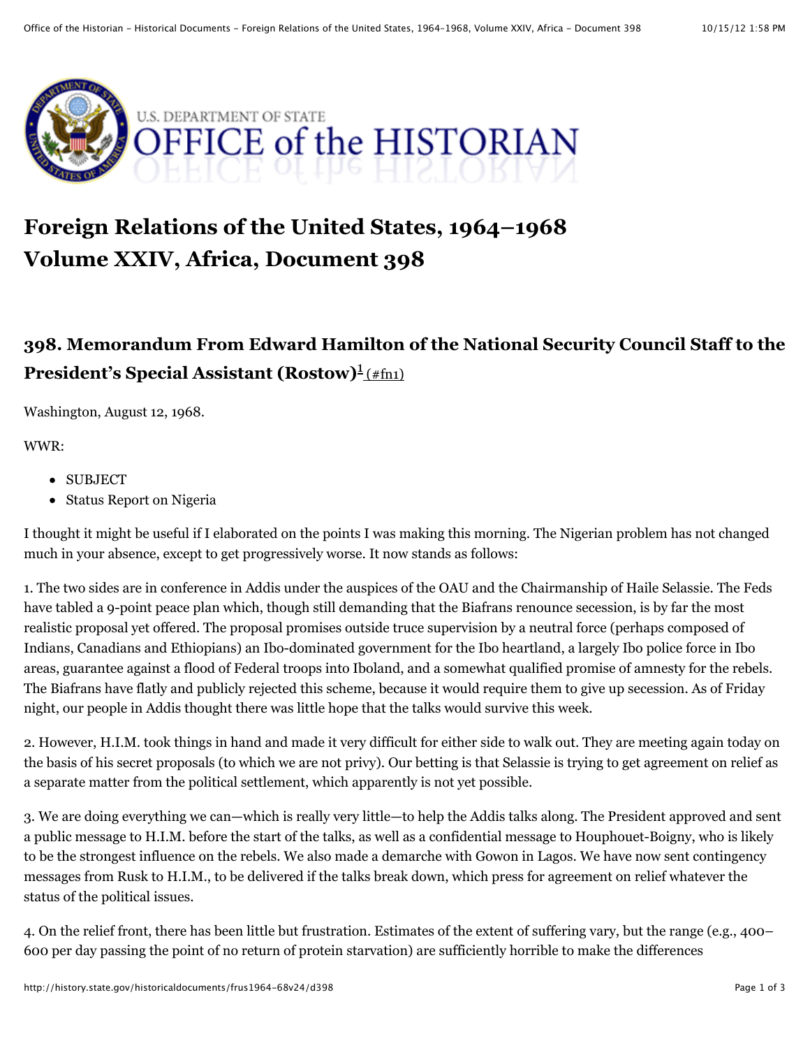# Foreign Relations of the United States, 1964–1968
# Volume XXIV, Africa, Document 398

## 398. Memorandum From Edward Hamilton of the National Security Council Staff to the President's Special Assistant (Rostow)[1] (#fn1)

Washington, August 12, 1968.

WWR:

- SUBJECT
- Status Report on Nigeria

I thought it might be useful if I elaborated on the points I was making this morning. The Nigerian problem has not changed much in your absence, except to get progressively worse. It now stands as follows:

1. The two sides are in conference in Addis under the auspices of the OAU and the Chairmanship of Haile Selassie. The Feds have tabled a 9-point peace plan which, though still demanding that the Biafrans renounce secession, is by far the most realistic proposal yet offered. The proposal promises outside truce supervision by a neutral force (perhaps composed of Indians, Canadians and Ethiopians) an Ibo-dominated government for the Ibo heartland, a largely Ibo police force in Ibo areas, guarantee against a flood of Federal troops into Iboland, and a somewhat qualified promise of amnesty for the rebels. The Biafrans have flatly and publicly rejected this scheme, because it would require them to give up secession. As of Friday night, our people in Addis thought there was little hope that the talks would survive this week.

2. However, H.I.M. took things in hand and made it very difficult for either side to walk out. They are meeting again today on the basis of his secret proposals (to which we are not privy). Our betting is that Selassie is trying to get agreement on relief as a separate matter from the political settlement, which apparently is not yet possible.

3. We are doing everything we can—which is really very little—to help the Addis talks along. The President approved and sent a public message to H.I.M. before the start of the talks, as well as a confidential message to Houphouet-Boigny, who is likely to be the strongest influence on the rebels. We also made a demarche with Gowon in Lagos. We have now sent contingency messages from Rusk to H.I.M., to be delivered if the talks break down, which press for agreement on relief whatever the status of the political issues.

4. On the relief front, there has been little but frustration. Estimates of the extent of suffering vary, but the range (e.g., 400–600 per day passing the point of no return of protein starvation) are sufficiently horrible to make the differences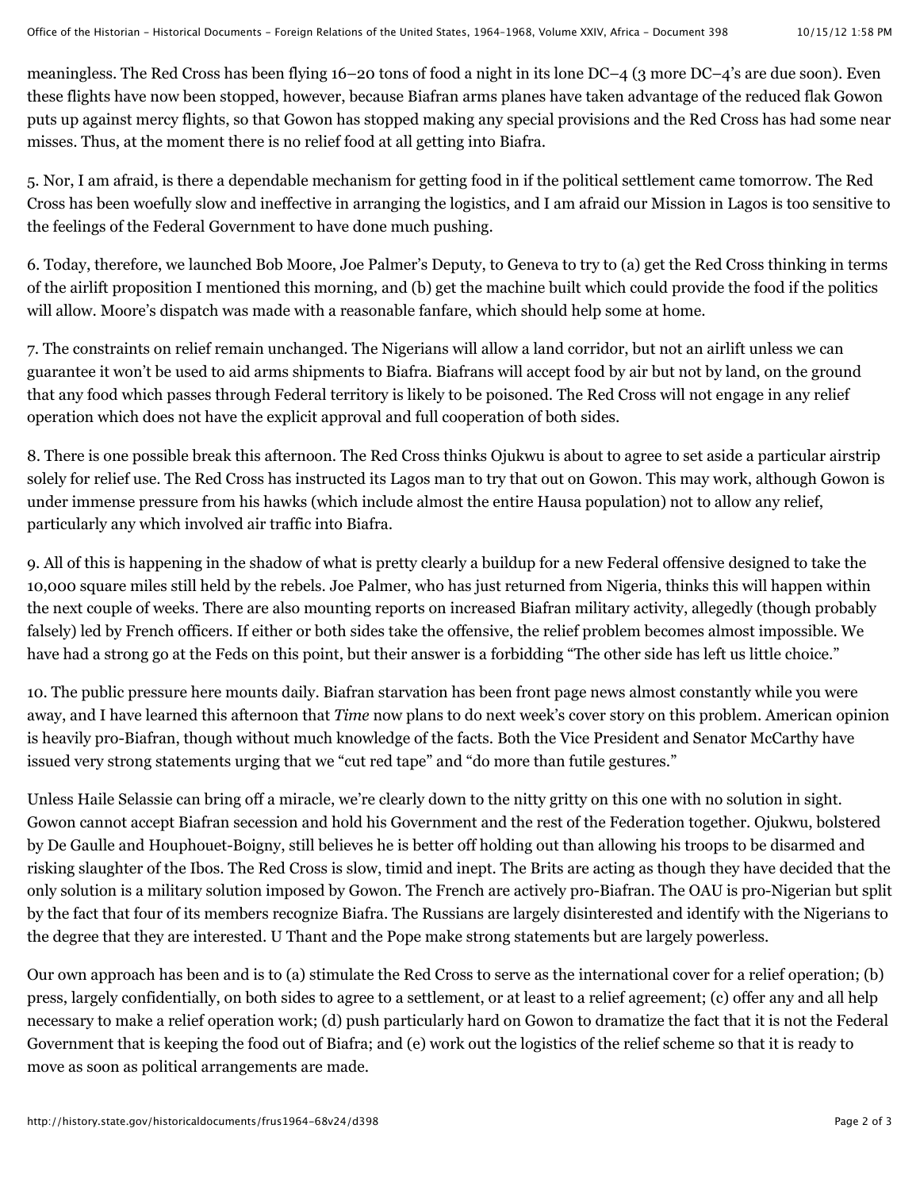meaningless. The Red Cross has been flying 16–20 tons of food a night in its lone DC–4 (3 more DC–4's are due soon). Even these flights have now been stopped, however, because Biafran arms planes have taken advantage of the reduced flak Gowon puts up against mercy flights, so that Gowon has stopped making any special provisions and the Red Cross has had some near misses. Thus, at the moment there is no relief food at all getting into Biafra.

5. Nor, I am afraid, is there a dependable mechanism for getting food in if the political settlement came tomorrow. The Red Cross has been woefully slow and ineffective in arranging the logistics, and I am afraid our Mission in Lagos is too sensitive to the feelings of the Federal Government to have done much pushing.

6. Today, therefore, we launched Bob Moore, Joe Palmer's Deputy, to Geneva to try to (a) get the Red Cross thinking in terms of the airlift proposition I mentioned this morning, and (b) get the machine built which could provide the food if the politics will allow. Moore's dispatch was made with a reasonable fanfare, which should help some at home.

7. The constraints on relief remain unchanged. The Nigerians will allow a land corridor, but not an airlift unless we can guarantee it won't be used to aid arms shipments to Biafra. Biafrans will accept food by air but not by land, on the ground that any food which passes through Federal territory is likely to be poisoned. The Red Cross will not engage in any relief operation which does not have the explicit approval and full cooperation of both sides.

8. There is one possible break this afternoon. The Red Cross thinks Ojukwu is about to agree to set aside a particular airstrip solely for relief use. The Red Cross has instructed its Lagos man to try that out on Gowon. This may work, although Gowon is under immense pressure from his hawks (which include almost the entire Hausa population) not to allow any relief, particularly any which involved air traffic into Biafra.

9. All of this is happening in the shadow of what is pretty clearly a buildup for a new Federal offensive designed to take the 10,000 square miles still held by the rebels. Joe Palmer, who has just returned from Nigeria, thinks this will happen within the next couple of weeks. There are also mounting reports on increased Biafran military activity, allegedly (though probably falsely) led by French officers. If either or both sides take the offensive, the relief problem becomes almost impossible. We have had a strong go at the Feds on this point, but their answer is a forbidding "The other side has left us little choice."

10. The public pressure here mounts daily. Biafran starvation has been front page news almost constantly while you were away, and I have learned this afternoon that *Time* now plans to do next week's cover story on this problem. American opinion is heavily pro-Biafran, though without much knowledge of the facts. Both the Vice President and Senator McCarthy have issued very strong statements urging that we "cut red tape" and "do more than futile gestures."

Unless Haile Selassie can bring off a miracle, we're clearly down to the nitty gritty on this one with no solution in sight. Gowon cannot accept Biafran secession and hold his Government and the rest of the Federation together. Ojukwu, bolstered by De Gaulle and Houphouet-Boigny, still believes he is better off holding out than allowing his troops to be disarmed and risking slaughter of the Ibos. The Red Cross is slow, timid and inept. The Brits are acting as though they have decided that the only solution is a military solution imposed by Gowon. The French are actively pro-Biafran. The OAU is pro-Nigerian but split by the fact that four of its members recognize Biafra. The Russians are largely disinterested and identify with the Nigerians to the degree that they are interested. U Thant and the Pope make strong statements but are largely powerless.

Our own approach has been and is to (a) stimulate the Red Cross to serve as the international cover for a relief operation; (b) press, largely confidentially, on both sides to agree to a settlement, or at least to a relief agreement; (c) offer any and all help necessary to make a relief operation work; (d) push particularly hard on Gowon to dramatize the fact that it is not the Federal Government that is keeping the food out of Biafra; and (e) work out the logistics of the relief scheme so that it is ready to move as soon as political arrangements are made.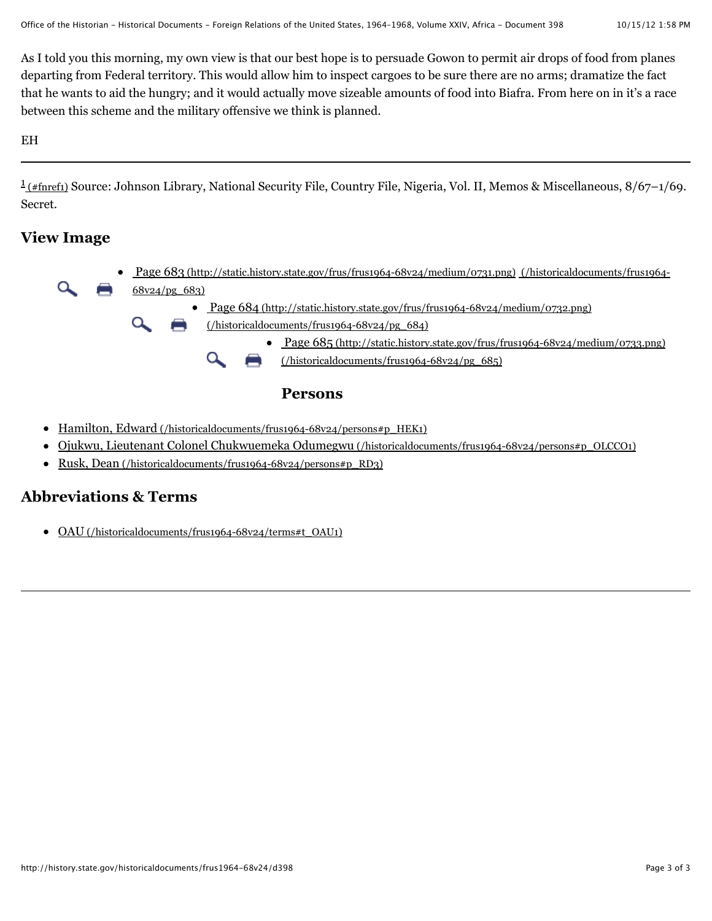As I told you this morning, my own view is that our best hope is to persuade Gowon to permit air drops of food from planes departing from Federal territory. This would allow him to inspect cargoes to be sure there are no arms; dramatize the fact that he wants to aid the hungry; and it would actually move sizeable amounts of food into Biafra. From here on in it's a race between this scheme and the military offensive we think is planned.

EH

---

[1] (#fnref1) Source: Johnson Library, National Security File, Country File, Nigeria, Vol. II, Memos & Miscellaneous, 8/67–1/69. Secret.

## View Image

- Page 683 (http://static.history.state.gov/frus/frus1964-68v24/medium/0731.png) (/historicaldocuments/frus1964-68v24/pg_683)
  - Page 684 (http://static.history.state.gov/frus/frus1964-68v24/medium/0732.png) (/historicaldocuments/frus1964-68v24/pg_684)
    - Page 685 (http://static.history.state.gov/frus/frus1964-68v24/medium/0733.png) (/historicaldocuments/frus1964-68v24/pg_685)

## Persons

- Hamilton, Edward (/historicaldocuments/frus1964-68v24/persons#p_HEK1)
- Ojukwu, Lieutenant Colonel Chukwuemeka Odumegwu (/historicaldocuments/frus1964-68v24/persons#p_OLCCO1)
- Rusk, Dean (/historicaldocuments/frus1964-68v24/persons#p_RD3)

## Abbreviations & Terms

- OAU (/historicaldocuments/frus1964-68v24/terms#t_OAU1)